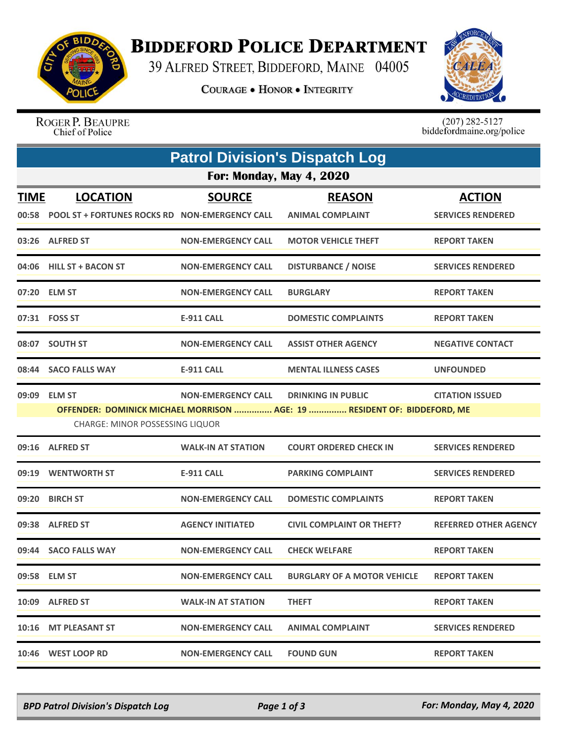# Biddeford Police Department

39 Alfred Street, Biddeford, Maine 04005

**Courage • Honor • Integrity**

Roger P. Beaupre
Chief of Police

(207) 282-5127
biddefordmaine.org/police

## Patrol Division's Dispatch Log

### For: Monday, May 4, 2020

| TIME | LOCATION | SOURCE | REASON | ACTION |
|---|---|---|---|---|
| 00:58 | POOL ST + FORTUNES ROCKS RD | NON-EMERGENCY CALL | ANIMAL COMPLAINT | SERVICES RENDERED |
| 03:26 | ALFRED ST | NON-EMERGENCY CALL | MOTOR VEHICLE THEFT | REPORT TAKEN |
| 04:06 | HILL ST + BACON ST | NON-EMERGENCY CALL | DISTURBANCE / NOISE | SERVICES RENDERED |
| 07:20 | ELM ST | NON-EMERGENCY CALL | BURGLARY | REPORT TAKEN |
| 07:31 | FOSS ST | E-911 CALL | DOMESTIC COMPLAINTS | REPORT TAKEN |
| 08:07 | SOUTH ST | NON-EMERGENCY CALL | ASSIST OTHER AGENCY | NEGATIVE CONTACT |
| 08:44 | SACO FALLS WAY | E-911 CALL | MENTAL ILLNESS CASES | UNFOUNDED |
| 09:09 | ELM ST | NON-EMERGENCY CALL | DRINKING IN PUBLIC | CITATION ISSUED |
| | OFFENDER: DOMINICK MICHAEL MORRISON ............... AGE: 19 ............... RESIDENT OF: BIDDEFORD, ME<br>CHARGE: MINOR POSSESSING LIQUOR | | | |
| 09:16 | ALFRED ST | WALK-IN AT STATION | COURT ORDERED CHECK IN | SERVICES RENDERED |
| 09:19 | WENTWORTH ST | E-911 CALL | PARKING COMPLAINT | SERVICES RENDERED |
| 09:20 | BIRCH ST | NON-EMERGENCY CALL | DOMESTIC COMPLAINTS | REPORT TAKEN |
| 09:38 | ALFRED ST | AGENCY INITIATED | CIVIL COMPLAINT OR THEFT? | REFERRED OTHER AGENCY |
| 09:44 | SACO FALLS WAY | NON-EMERGENCY CALL | CHECK WELFARE | REPORT TAKEN |
| 09:58 | ELM ST | NON-EMERGENCY CALL | BURGLARY OF A MOTOR VEHICLE | REPORT TAKEN |
| 10:09 | ALFRED ST | WALK-IN AT STATION | THEFT | REPORT TAKEN |
| 10:16 | MT PLEASANT ST | NON-EMERGENCY CALL | ANIMAL COMPLAINT | SERVICES RENDERED |
| 10:46 | WEST LOOP RD | NON-EMERGENCY CALL | FOUND GUN | REPORT TAKEN |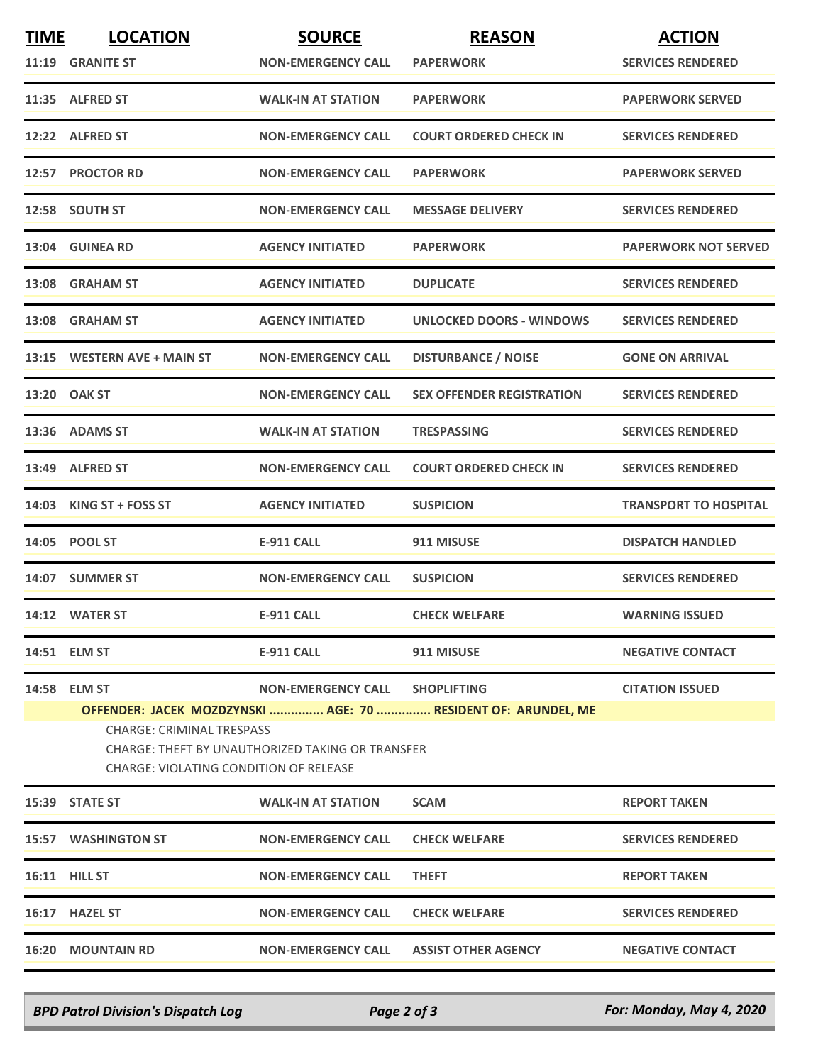| TIME | LOCATION | SOURCE | REASON | ACTION |
|---|---|---|---|---|
| 11:19 | GRANITE ST | NON-EMERGENCY CALL | PAPERWORK | SERVICES RENDERED |
| 11:35 | ALFRED ST | WALK-IN AT STATION | PAPERWORK | PAPERWORK SERVED |
| 12:22 | ALFRED ST | NON-EMERGENCY CALL | COURT ORDERED CHECK IN | SERVICES RENDERED |
| 12:57 | PROCTOR RD | NON-EMERGENCY CALL | PAPERWORK | PAPERWORK SERVED |
| 12:58 | SOUTH ST | NON-EMERGENCY CALL | MESSAGE DELIVERY | SERVICES RENDERED |
| 13:04 | GUINEA RD | AGENCY INITIATED | PAPERWORK | PAPERWORK NOT SERVED |
| 13:08 | GRAHAM ST | AGENCY INITIATED | DUPLICATE | SERVICES RENDERED |
| 13:08 | GRAHAM ST | AGENCY INITIATED | UNLOCKED DOORS - WINDOWS | SERVICES RENDERED |
| 13:15 | WESTERN AVE + MAIN ST | NON-EMERGENCY CALL | DISTURBANCE / NOISE | GONE ON ARRIVAL |
| 13:20 | OAK ST | NON-EMERGENCY CALL | SEX OFFENDER REGISTRATION | SERVICES RENDERED |
| 13:36 | ADAMS ST | WALK-IN AT STATION | TRESPASSING | SERVICES RENDERED |
| 13:49 | ALFRED ST | NON-EMERGENCY CALL | COURT ORDERED CHECK IN | SERVICES RENDERED |
| 14:03 | KING ST + FOSS ST | AGENCY INITIATED | SUSPICION | TRANSPORT TO HOSPITAL |
| 14:05 | POOL ST | E-911 CALL | 911 MISUSE | DISPATCH HANDLED |
| 14:07 | SUMMER ST | NON-EMERGENCY CALL | SUSPICION | SERVICES RENDERED |
| 14:12 | WATER ST | E-911 CALL | CHECK WELFARE | WARNING ISSUED |
| 14:51 | ELM ST | E-911 CALL | 911 MISUSE | NEGATIVE CONTACT |
| 14:58 | ELM ST | NON-EMERGENCY CALL | SHOPLIFTING | CITATION ISSUED |

**OFFENDER: JACEK MOZDZYNSKI ............... AGE: 70 ............... RESIDENT OF: ARUNDEL, ME**

CHARGE: CRIMINAL TRESPASS
CHARGE: THEFT BY UNAUTHORIZED TAKING OR TRANSFER
CHARGE: VIOLATING CONDITION OF RELEASE

| TIME | LOCATION | SOURCE | REASON | ACTION |
|---|---|---|---|---|
| 15:39 | STATE ST | WALK-IN AT STATION | SCAM | REPORT TAKEN |
| 15:57 | WASHINGTON ST | NON-EMERGENCY CALL | CHECK WELFARE | SERVICES RENDERED |
| 16:11 | HILL ST | NON-EMERGENCY CALL | THEFT | REPORT TAKEN |
| 16:17 | HAZEL ST | NON-EMERGENCY CALL | CHECK WELFARE | SERVICES RENDERED |
| 16:20 | MOUNTAIN RD | NON-EMERGENCY CALL | ASSIST OTHER AGENCY | NEGATIVE CONTACT |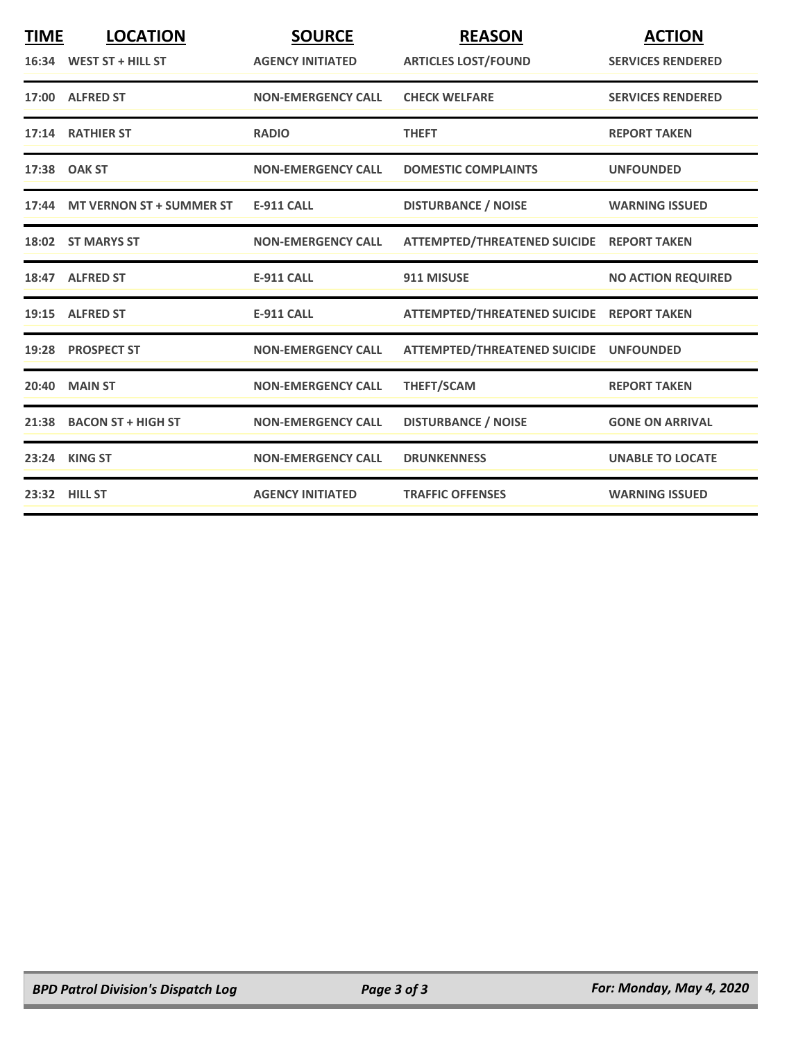| TIME | LOCATION | SOURCE | REASON | ACTION |
|---|---|---|---|---|
| 16:34 | WEST ST + HILL ST | AGENCY INITIATED | ARTICLES LOST/FOUND | SERVICES RENDERED |
| 17:00 | ALFRED ST | NON-EMERGENCY CALL | CHECK WELFARE | SERVICES RENDERED |
| 17:14 | RATHIER ST | RADIO | THEFT | REPORT TAKEN |
| 17:38 | OAK ST | NON-EMERGENCY CALL | DOMESTIC COMPLAINTS | UNFOUNDED |
| 17:44 | MT VERNON ST + SUMMER ST | E-911 CALL | DISTURBANCE / NOISE | WARNING ISSUED |
| 18:02 | ST MARYS ST | NON-EMERGENCY CALL | ATTEMPTED/THREATENED SUICIDE | REPORT TAKEN |
| 18:47 | ALFRED ST | E-911 CALL | 911 MISUSE | NO ACTION REQUIRED |
| 19:15 | ALFRED ST | E-911 CALL | ATTEMPTED/THREATENED SUICIDE | REPORT TAKEN |
| 19:28 | PROSPECT ST | NON-EMERGENCY CALL | ATTEMPTED/THREATENED SUICIDE | UNFOUNDED |
| 20:40 | MAIN ST | NON-EMERGENCY CALL | THEFT/SCAM | REPORT TAKEN |
| 21:38 | BACON ST + HIGH ST | NON-EMERGENCY CALL | DISTURBANCE / NOISE | GONE ON ARRIVAL |
| 23:24 | KING ST | NON-EMERGENCY CALL | DRUNKENNESS | UNABLE TO LOCATE |
| 23:32 | HILL ST | AGENCY INITIATED | TRAFFIC OFFENSES | WARNING ISSUED |

*BPD Patrol Division's Dispatch Log* *For: Monday, May 4, 2020*